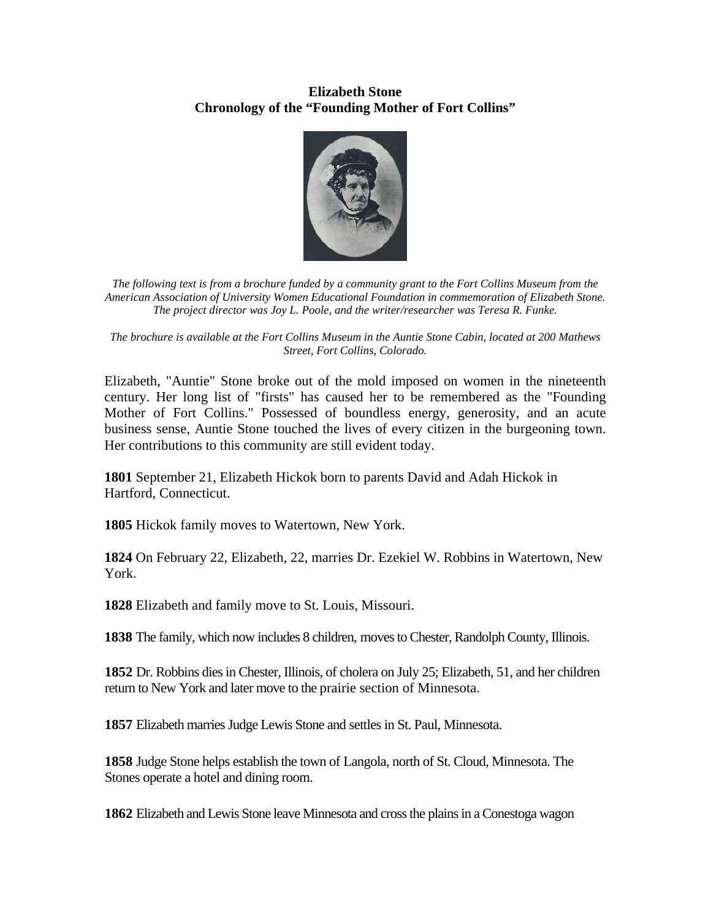**Elizabeth Stone**
**Chronology of the "Founding Mother of Fort Collins"**

*The following text is from a brochure funded by a community grant to the Fort Collins Museum from the American Association of University Women Educational Foundation in commemoration of Elizabeth Stone. The project director was Joy L. Poole, and the writer/researcher was Teresa R. Funke.*

*The brochure is available at the Fort Collins Museum in the Auntie Stone Cabin, located at 200 Mathews Street, Fort Collins, Colorado.*

Elizabeth, "Auntie" Stone broke out of the mold imposed on women in the nineteenth century. Her long list of "firsts" has caused her to be remembered as the "Founding Mother of Fort Collins." Possessed of boundless energy, generosity, and an acute business sense, Auntie Stone touched the lives of every citizen in the burgeoning town. Her contributions to this community are still evident today.

**1801** September 21, Elizabeth Hickok born to parents David and Adah Hickok in Hartford, Connecticut.

**1805** Hickok family moves to Watertown, New York.

**1824** On February 22, Elizabeth, 22, marries Dr. Ezekiel W. Robbins in Watertown, New York.

**1828** Elizabeth and family move to St. Louis, Missouri.

**1838** The family, which now includes 8 children, moves to Chester, Randolph County, Illinois.

**1852** Dr. Robbins dies in Chester, Illinois, of cholera on July 25; Elizabeth, 51, and her children return to New York and later move to the prairie section of Minnesota.

**1857** Elizabeth marries Judge Lewis Stone and settles in St. Paul, Minnesota.

**1858** Judge Stone helps establish the town of Langola, north of St. Cloud, Minnesota. The Stones operate a hotel and dining room.

**1862** Elizabeth and Lewis Stone leave Minnesota and cross the plains in a Conestoga wagon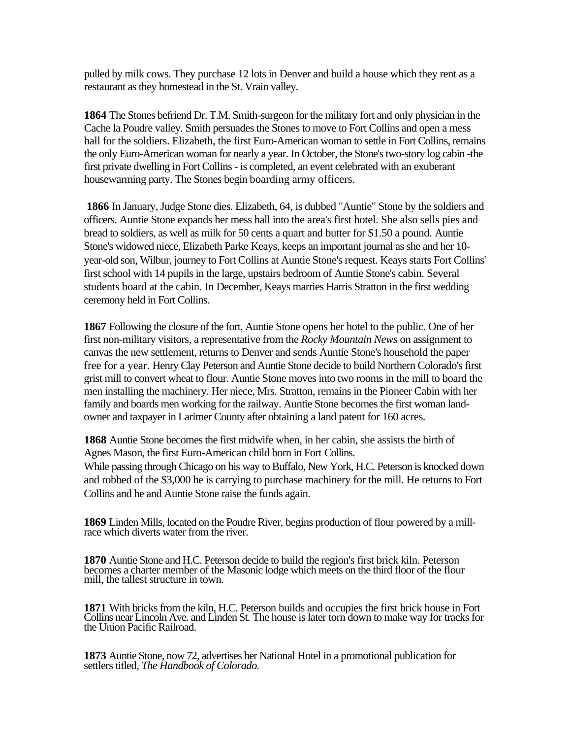pulled by milk cows. They purchase 12 lots in Denver and build a house which they rent as a restaurant as they homestead in the St. Vrain valley.

**1864** The Stones befriend Dr. T.M. Smith-surgeon for the military fort and only physician in the Cache la Poudre valley. Smith persuades the Stones to move to Fort Collins and open a mess hall for the soldiers. Elizabeth, the first Euro-American woman to settle in Fort Collins, remains the only Euro-American woman for nearly a year. In October, the Stone's two-story log cabin -the first private dwelling in Fort Collins - is completed, an event celebrated with an exuberant housewarming party. The Stones begin boarding army officers.

**1866** In January, Judge Stone dies. Elizabeth, 64, is dubbed "Auntie" Stone by the soldiers and officers. Auntie Stone expands her mess hall into the area's first hotel. She also sells pies and bread to soldiers, as well as milk for 50 cents a quart and butter for $1.50 a pound. Auntie Stone's widowed niece, Elizabeth Parke Keays, keeps an important journal as she and her 10-year-old son, Wilbur, journey to Fort Collins at Auntie Stone's request. Keays starts Fort Collins' first school with 14 pupils in the large, upstairs bedroom of Auntie Stone's cabin. Several students board at the cabin. In December, Keays marries Harris Stratton in the first wedding ceremony held in Fort Collins.

**1867** Following the closure of the fort, Auntie Stone opens her hotel to the public. One of her first non-military visitors, a representative from the *Rocky Mountain News* on assignment to canvas the new settlement, returns to Denver and sends Auntie Stone's household the paper free for a year. Henry Clay Peterson and Auntie Stone decide to build Northern Colorado's first grist mill to convert wheat to flour. Auntie Stone moves into two rooms in the mill to board the men installing the machinery. Her niece, Mrs. Stratton, remains in the Pioneer Cabin with her family and boards men working for the railway. Auntie Stone becomes the first woman land-owner and taxpayer in Larimer County after obtaining a land patent for 160 acres.

**1868** Auntie Stone becomes the first midwife when, in her cabin, she assists the birth of Agnes Mason, the first Euro-American child born in Fort Collins.
While passing through Chicago on his way to Buffalo, New York, H.C. Peterson is knocked down and robbed of the $3,000 he is carrying to purchase machinery for the mill. He returns to Fort Collins and he and Auntie Stone raise the funds again.

**1869** Linden Mills, located on the Poudre River, begins production of flour powered by a mill-race which diverts water from the river.

**1870** Auntie Stone and H.C. Peterson decide to build the region's first brick kiln. Peterson becomes a charter member of the Masonic lodge which meets on the third floor of the flour mill, the tallest structure in town.

**1871** With bricks from the kiln, H.C. Peterson builds and occupies the first brick house in Fort Collins near Lincoln Ave. and Linden St. The house is later torn down to make way for tracks for the Union Pacific Railroad.

**1873** Auntie Stone, now 72, advertises her National Hotel in a promotional publication for settlers titled, *The Handbook of Colorado.*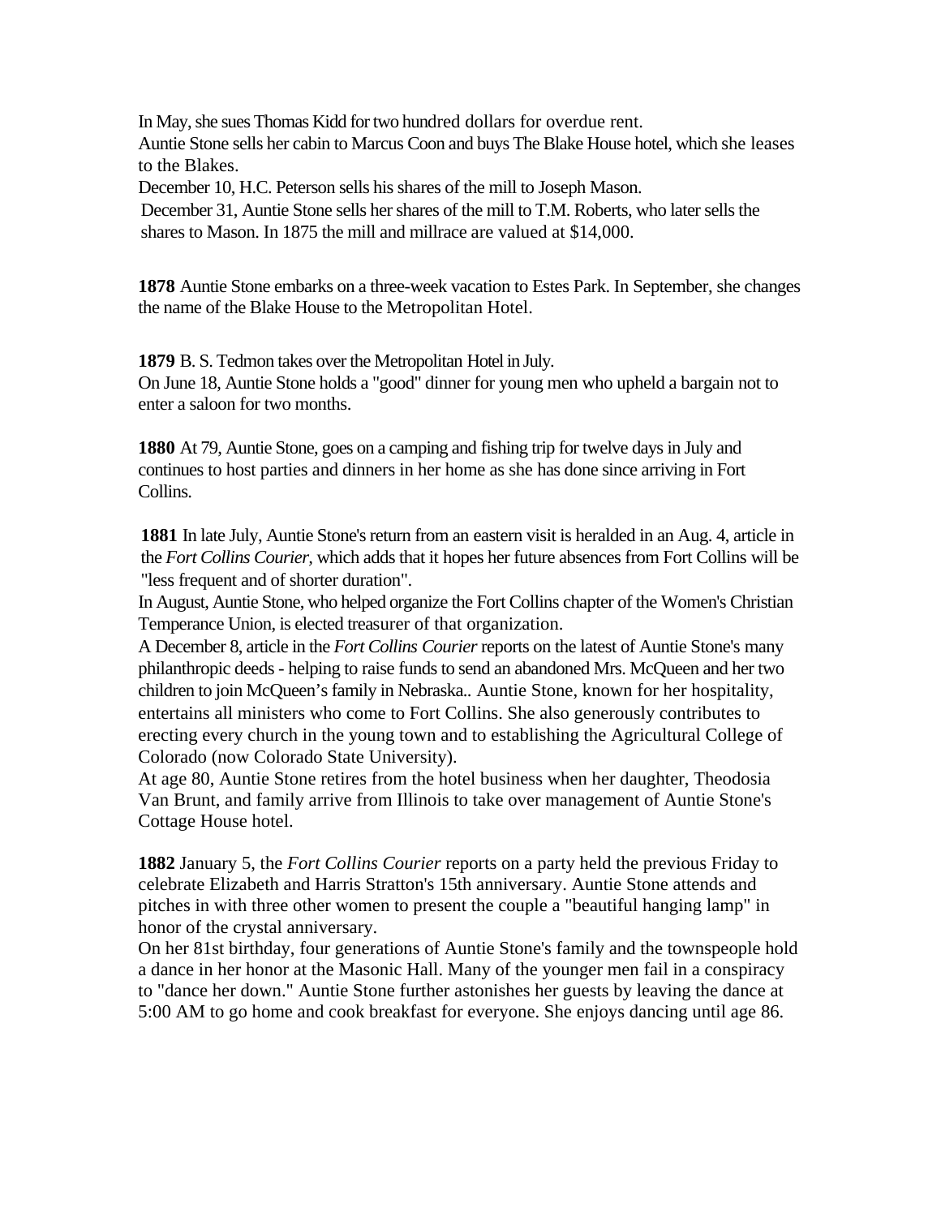In May, she sues Thomas Kidd for two hundred dollars for overdue rent.
Auntie Stone sells her cabin to Marcus Coon and buys The Blake House hotel, which she leases to the Blakes.
December 10, H.C. Peterson sells his shares of the mill to Joseph Mason.
December 31, Auntie Stone sells her shares of the mill to T.M. Roberts, who later sells the shares to Mason. In 1875 the mill and millrace are valued at $14,000.

**1878** Auntie Stone embarks on a three-week vacation to Estes Park. In September, she changes the name of the Blake House to the Metropolitan Hotel.

**1879** B. S. Tedmon takes over the Metropolitan Hotel in July.
On June 18, Auntie Stone holds a "good" dinner for young men who upheld a bargain not to enter a saloon for two months.

**1880** At 79, Auntie Stone, goes on a camping and fishing trip for twelve days in July and continues to host parties and dinners in her home as she has done since arriving in Fort Collins.

**1881** In late July, Auntie Stone's return from an eastern visit is heralded in an Aug. 4, article in the *Fort Collins Courier,* which adds that it hopes her future absences from Fort Collins will be "less frequent and of shorter duration".
In August, Auntie Stone, who helped organize the Fort Collins chapter of the Women's Christian Temperance Union, is elected treasurer of that organization.
A December 8, article in the *Fort Collins Courier* reports on the latest of Auntie Stone's many philanthropic deeds - helping to raise funds to send an abandoned Mrs. McQueen and her two children to join McQueen's family in Nebraska.. Auntie Stone, known for her hospitality, entertains all ministers who come to Fort Collins. She also generously contributes to erecting every church in the young town and to establishing the Agricultural College of Colorado (now Colorado State University).
At age 80, Auntie Stone retires from the hotel business when her daughter, Theodosia Van Brunt, and family arrive from Illinois to take over management of Auntie Stone's Cottage House hotel.

**1882** January 5, the *Fort Collins Courier* reports on a party held the previous Friday to celebrate Elizabeth and Harris Stratton's 15th anniversary. Auntie Stone attends and pitches in with three other women to present the couple a "beautiful hanging lamp" in honor of the crystal anniversary.
On her 81st birthday, four generations of Auntie Stone's family and the townspeople hold a dance in her honor at the Masonic Hall. Many of the younger men fail in a conspiracy to "dance her down." Auntie Stone further astonishes her guests by leaving the dance at 5:00 AM to go home and cook breakfast for everyone. She enjoys dancing until age 86.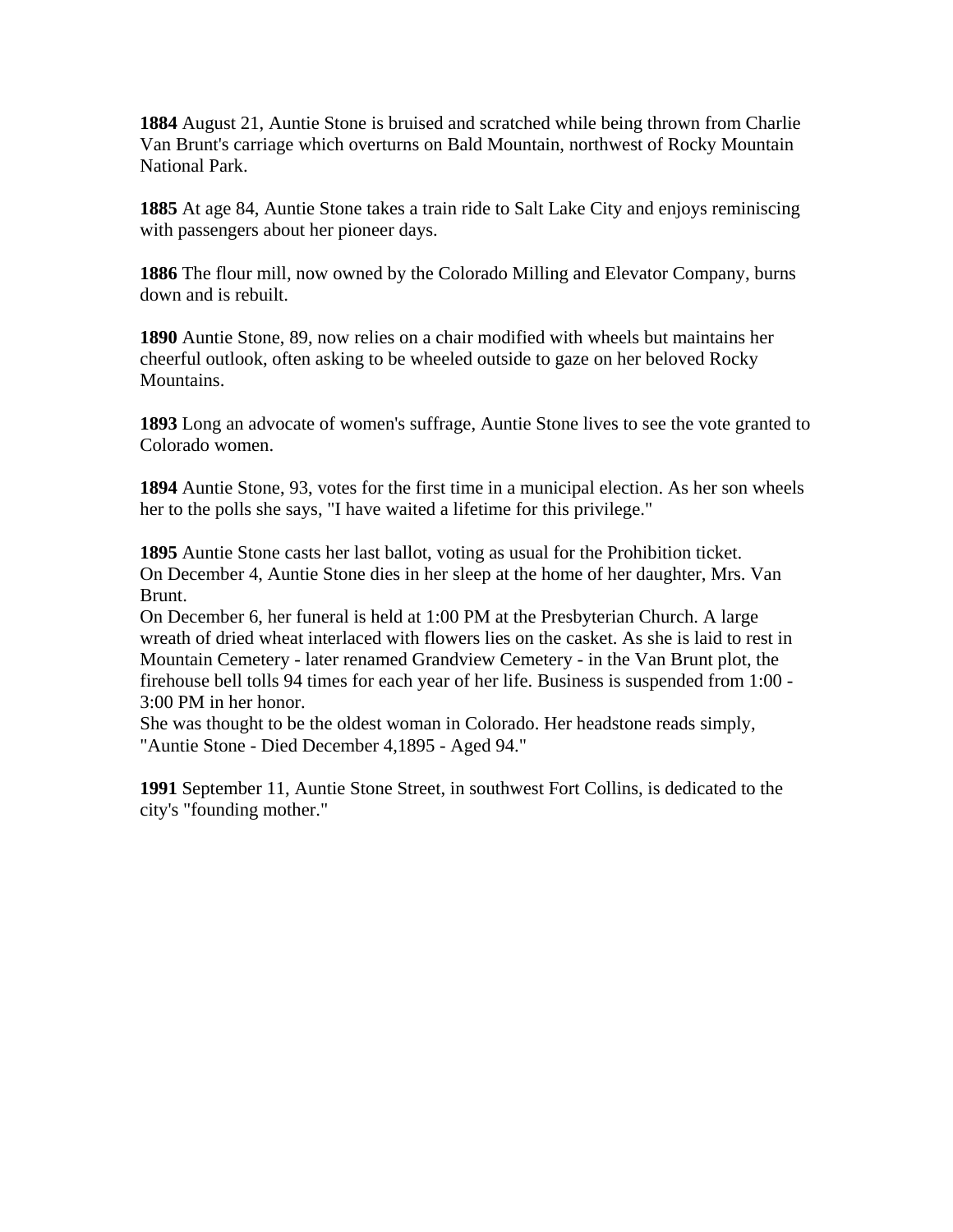**1884** August 21, Auntie Stone is bruised and scratched while being thrown from Charlie Van Brunt's carriage which overturns on Bald Mountain, northwest of Rocky Mountain National Park.

**1885** At age 84, Auntie Stone takes a train ride to Salt Lake City and enjoys reminiscing with passengers about her pioneer days.

**1886** The flour mill, now owned by the Colorado Milling and Elevator Company, burns down and is rebuilt.

**1890** Auntie Stone, 89, now relies on a chair modified with wheels but maintains her cheerful outlook, often asking to be wheeled outside to gaze on her beloved Rocky Mountains.

**1893** Long an advocate of women's suffrage, Auntie Stone lives to see the vote granted to Colorado women.

**1894** Auntie Stone, 93, votes for the first time in a municipal election. As her son wheels her to the polls she says, "I have waited a lifetime for this privilege."

**1895** Auntie Stone casts her last ballot, voting as usual for the Prohibition ticket.
On December 4, Auntie Stone dies in her sleep at the home of her daughter, Mrs. Van Brunt.
On December 6, her funeral is held at 1:00 PM at the Presbyterian Church. A large wreath of dried wheat interlaced with flowers lies on the casket. As she is laid to rest in Mountain Cemetery - later renamed Grandview Cemetery - in the Van Brunt plot, the firehouse bell tolls 94 times for each year of her life. Business is suspended from 1:00 - 3:00 PM in her honor.
She was thought to be the oldest woman in Colorado. Her headstone reads simply, "Auntie Stone - Died December 4,1895 - Aged 94."

**1991** September 11, Auntie Stone Street, in southwest Fort Collins, is dedicated to the city's "founding mother."